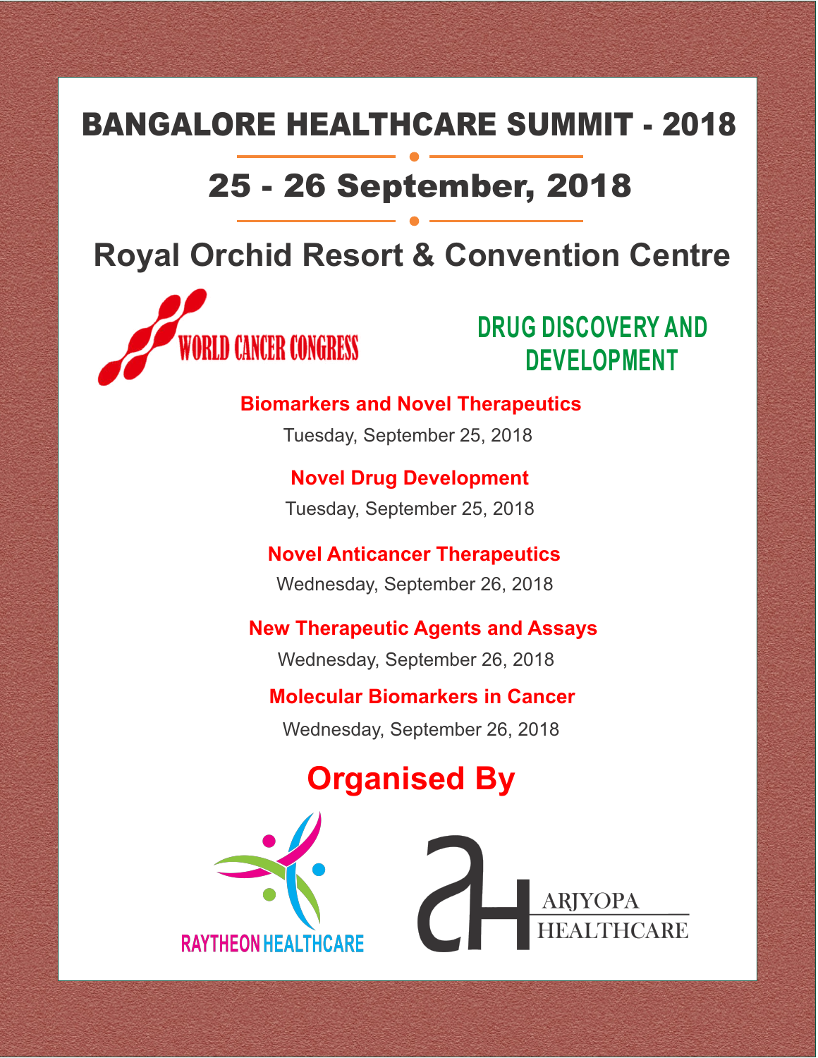# BANGALORE HEALTHCARE SUMMIT - 2018

## 25 - 26 September, 2018

## Royal Orchid Resort & Convention Centre

WORLD CANCER CONGRESS

## DRUG DISCOVERY AND DEVELOPMENT

**Biomarkers and Novel Therapeutics**

Tuesday, September 25, 2018

**Novel Drug Development**

Tuesday, September 25, 2018

**Novel Anticancer Therapeutics**

Wednesday, September 26, 2018

**New Therapeutic Agents and Assays**

Wednesday, September 26, 2018

**Molecular Biomarkers in Cancer**

Wednesday, September 26, 2018

## Organised By

RAYTHEON HEALTHCARE

ARJYOPA HEALTHCARE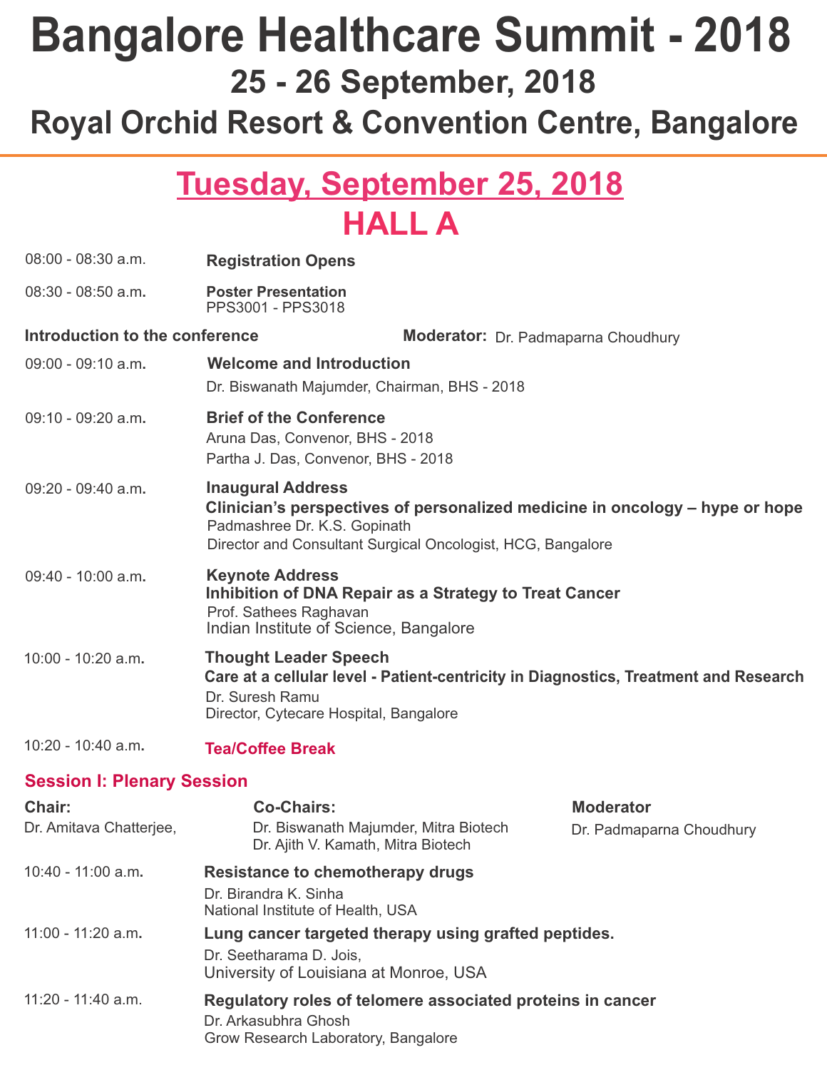# Bangalore Healthcare Summit - 2018

## 25 - 26 September, 2018

## Royal Orchid Resort & Convention Centre, Bangalore

## Tuesday, September 25, 2018

## HALL A

08:00 - 08:30 a.m. **Registration Opens**

08:30 - 08:50 a.m. **Poster Presentation**
PPS3001 - PPS3018

**Introduction to the conference** **Moderator:** Dr. Padmaparna Choudhury

09:00 - 09:10 a.m. **Welcome and Introduction**
Dr. Biswanath Majumder, Chairman, BHS - 2018

09:10 - 09:20 a.m. **Brief of the Conference**
Aruna Das, Convenor, BHS - 2018
Partha J. Das, Convenor, BHS - 2018

09:20 - 09:40 a.m. **Inaugural Address**
**Clinician's perspectives of personalized medicine in oncology – hype or hope**
Padmashree Dr. K.S. Gopinath
Director and Consultant Surgical Oncologist, HCG, Bangalore

09:40 - 10:00 a.m. **Keynote Address**
**Inhibition of DNA Repair as a Strategy to Treat Cancer**
Prof. Sathees Raghavan
Indian Institute of Science, Bangalore

10:00 - 10:20 a.m. **Thought Leader Speech**
**Care at a cellular level - Patient-centricity in Diagnostics, Treatment and Research**
Dr. Suresh Ramu
Director, Cytecare Hospital, Bangalore

10:20 - 10:40 a.m. **Tea/Coffee Break**

### Session I: Plenary Session

**Chair:**
Dr. Amitava Chatterjee,

**Co-Chairs:**
Dr. Biswanath Majumder, Mitra Biotech
Dr. Ajith V. Kamath, Mitra Biotech

**Moderator**
Dr. Padmaparna Choudhury

10:40 - 11:00 a.m. **Resistance to chemotherapy drugs**
Dr. Birandra K. Sinha
National Institute of Health, USA

11:00 - 11:20 a.m. **Lung cancer targeted therapy using grafted peptides.**
Dr. Seetharama D. Jois,
University of Louisiana at Monroe, USA

11:20 - 11:40 a.m. **Regulatory roles of telomere associated proteins in cancer**
Dr. Arkasubhra Ghosh
Grow Research Laboratory, Bangalore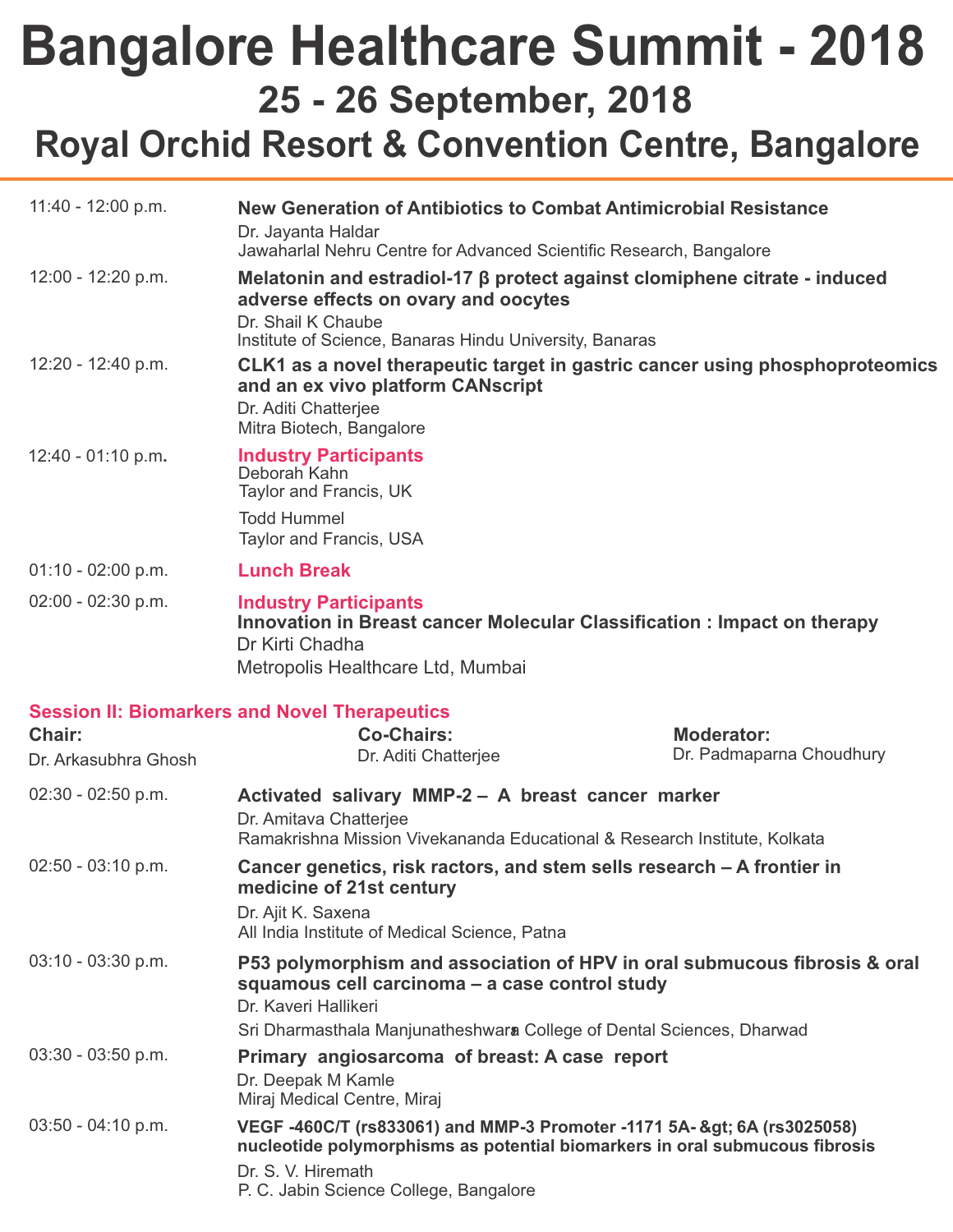# Bangalore Healthcare Summit - 2018

## 25 - 26 September, 2018

## Royal Orchid Resort & Convention Centre, Bangalore

| | |
|---|---|
| 11:40 - 12:00 p.m. | **New Generation of Antibiotics to Combat Antimicrobial Resistance**<br>Dr. Jayanta Haldar<br>Jawaharlal Nehru Centre for Advanced Scientific Research, Bangalore |
| 12:00 - 12:20 p.m. | **Melatonin and estradiol-17 β protect against clomiphene citrate - induced adverse effects on ovary and oocytes**<br>Dr. Shail K Chaube<br>Institute of Science, Banaras Hindu University, Banaras |
| 12:20 - 12:40 p.m. | **CLK1 as a novel therapeutic target in gastric cancer using phosphoproteomics and an ex vivo platform CANscript**<br>Dr. Aditi Chatterjee<br>Mitra Biotech, Bangalore |
| 12:40 - 01:10 p.m. | **Industry Participants**<br>Deborah Kahn<br>Taylor and Francis, UK<br><br>Todd Hummel<br>Taylor and Francis, USA |
| 01:10 - 02:00 p.m. | **Lunch Break** |
| 02:00 - 02:30 p.m. | **Industry Participants**<br>**Innovation in Breast cancer Molecular Classification : Impact on therapy**<br>Dr Kirti Chadha<br>Metropolis Healthcare Ltd, Mumbai |

### Session II: Biomarkers and Novel Therapeutics

**Chair:**
Dr. Arkasubhra Ghosh

**Co-Chairs:**
Dr. Aditi Chatterjee

**Moderator:**
Dr. Padmaparna Choudhury

| | |
|---|---|
| 02:30 - 02:50 p.m. | **Activated salivary MMP-2 – A breast cancer marker**<br>Dr. Amitava Chatterjee<br>Ramakrishna Mission Vivekananda Educational & Research Institute, Kolkata |
| 02:50 - 03:10 p.m. | **Cancer genetics, risk ractors, and stem sells research – A frontier in medicine of 21st century**<br>Dr. Ajit K. Saxena<br>All India Institute of Medical Science, Patna |
| 03:10 - 03:30 p.m. | **P53 polymorphism and association of HPV in oral submucous fibrosis & oral squamous cell carcinoma – a case control study**<br>Dr. Kaveri Hallikeri<br>Sri Dharmasthala Manjunatheshwara College of Dental Sciences, Dharwad |
| 03:30 - 03:50 p.m. | **Primary angiosarcoma of breast: A case report**<br>Dr. Deepak M Kamle<br>Miraj Medical Centre, Miraj |
| 03:50 - 04:10 p.m. | **VEGF -460C/T (rs833061) and MMP-3 Promoter -1171 5A- &gt; 6A (rs3025058) nucleotide polymorphisms as potential biomarkers in oral submucous fibrosis**<br>Dr. S. V. Hiremath<br>P. C. Jabin Science College, Bangalore |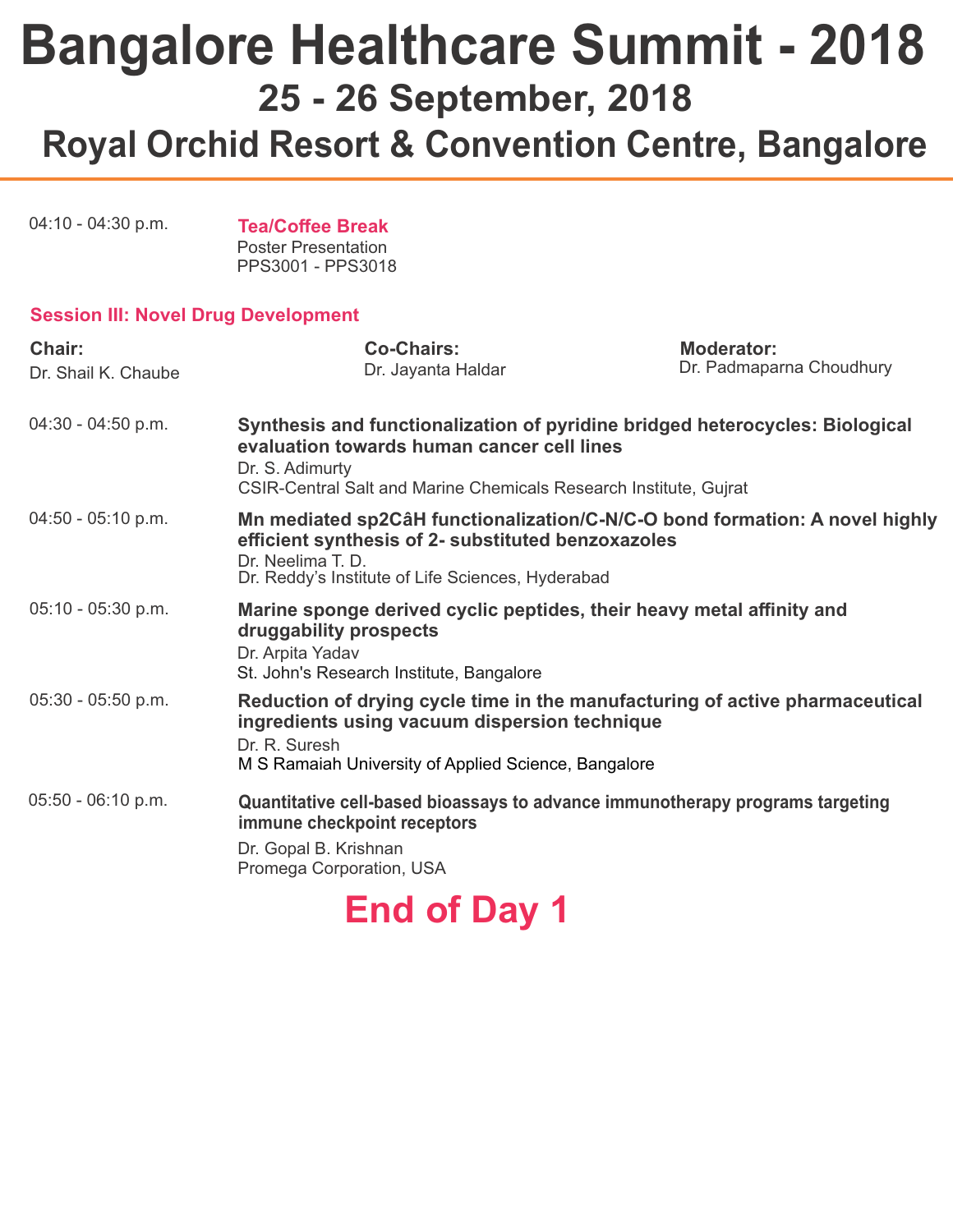# Bangalore Healthcare Summit - 2018

## 25 - 26 September, 2018

## Royal Orchid Resort & Convention Centre, Bangalore

04:10 - 04:30 p.m. **Tea/Coffee Break**
Poster Presentation
PPS3001 - PPS3018

### Session III: Novel Drug Development

**Chair:**
Dr. Shail K. Chaube

**Co-Chairs:**
Dr. Jayanta Haldar

**Moderator:**
Dr. Padmaparna Choudhury

04:30 - 04:50 p.m. **Synthesis and functionalization of pyridine bridged heterocycles: Biological evaluation towards human cancer cell lines**
Dr. S. Adimurty
CSIR-Central Salt and Marine Chemicals Research Institute, Gujrat

04:50 - 05:10 p.m. **Mn mediated sp2CâH functionalization/C-N/C-O bond formation: A novel highly efficient synthesis of 2- substituted benzoxazoles**
Dr. Neelima T. D.
Dr. Reddy's Institute of Life Sciences, Hyderabad

05:10 - 05:30 p.m. **Marine sponge derived cyclic peptides, their heavy metal affinity and druggability prospects**
Dr. Arpita Yadav
St. John's Research Institute, Bangalore

05:30 - 05:50 p.m. **Reduction of drying cycle time in the manufacturing of active pharmaceutical ingredients using vacuum dispersion technique**
Dr. R. Suresh
M S Ramaiah University of Applied Science, Bangalore

05:50 - 06:10 p.m. **Quantitative cell-based bioassays to advance immunotherapy programs targeting immune checkpoint receptors**
Dr. Gopal B. Krishnan
Promega Corporation, USA

## End of Day 1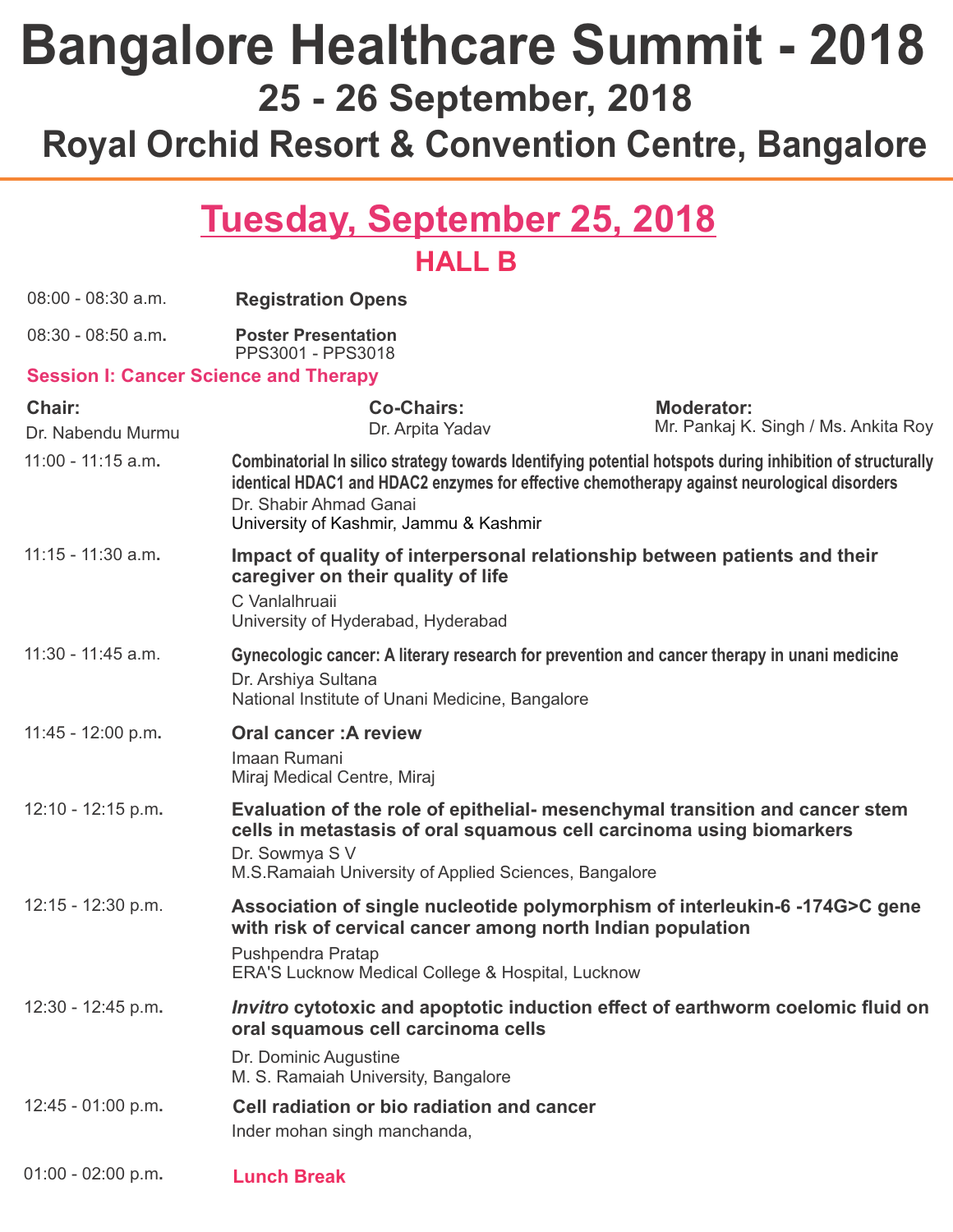# Bangalore Healthcare Summit - 2018

## 25 - 26 September, 2018

## Royal Orchid Resort & Convention Centre, Bangalore

## Tuesday, September 25, 2018

### HALL B

| | |
|---|---|
| 08:00 - 08:30 a.m. | **Registration Opens** |
| 08:30 - 08:50 a.m. | **Poster Presentation**<br>PPS3001 - PPS3018 |

**Session I: Cancer Science and Therapy**

| Chair: | Co-Chairs: | Moderator: |
|---|---|---|
| Dr. Nabendu Murmu | Dr. Arpita Yadav | Mr. Pankaj K. Singh / Ms. Ankita Roy |

| | |
|---|---|
| 11:00 - 11:15 a.m. | **Combinatorial In silico strategy towards Identifying potential hotspots during inhibition of structurally identical HDAC1 and HDAC2 enzymes for effective chemotherapy against neurological disorders**<br>Dr. Shabir Ahmad Ganai<br>University of Kashmir, Jammu & Kashmir |
| 11:15 - 11:30 a.m. | **Impact of quality of interpersonal relationship between patients and their caregiver on their quality of life**<br>C Vanlalhruaii<br>University of Hyderabad, Hyderabad |
| 11:30 - 11:45 a.m. | **Gynecologic cancer: A literary research for prevention and cancer therapy in unani medicine**<br>Dr. Arshiya Sultana<br>National Institute of Unani Medicine, Bangalore |
| 11:45 - 12:00 p.m. | **Oral cancer :A review**<br>Imaan Rumani<br>Miraj Medical Centre, Miraj |
| 12:10 - 12:15 p.m. | **Evaluation of the role of epithelial- mesenchymal transition and cancer stem cells in metastasis of oral squamous cell carcinoma using biomarkers**<br>Dr. Sowmya S V<br>M.S.Ramaiah University of Applied Sciences, Bangalore |
| 12:15 - 12:30 p.m. | **Association of single nucleotide polymorphism of interleukin-6 -174G>C gene with risk of cervical cancer among north Indian population**<br>Pushpendra Pratap<br>ERA'S Lucknow Medical College & Hospital, Lucknow |
| 12:30 - 12:45 p.m. | ***Invitro* cytotoxic and apoptotic induction effect of earthworm coelomic fluid on oral squamous cell carcinoma cells**<br>Dr. Dominic Augustine<br>M. S. Ramaiah University, Bangalore |
| 12:45 - 01:00 p.m. | **Cell radiation or bio radiation and cancer**<br>Inder mohan singh manchanda, |
| 01:00 - 02:00 p.m. | **Lunch Break** |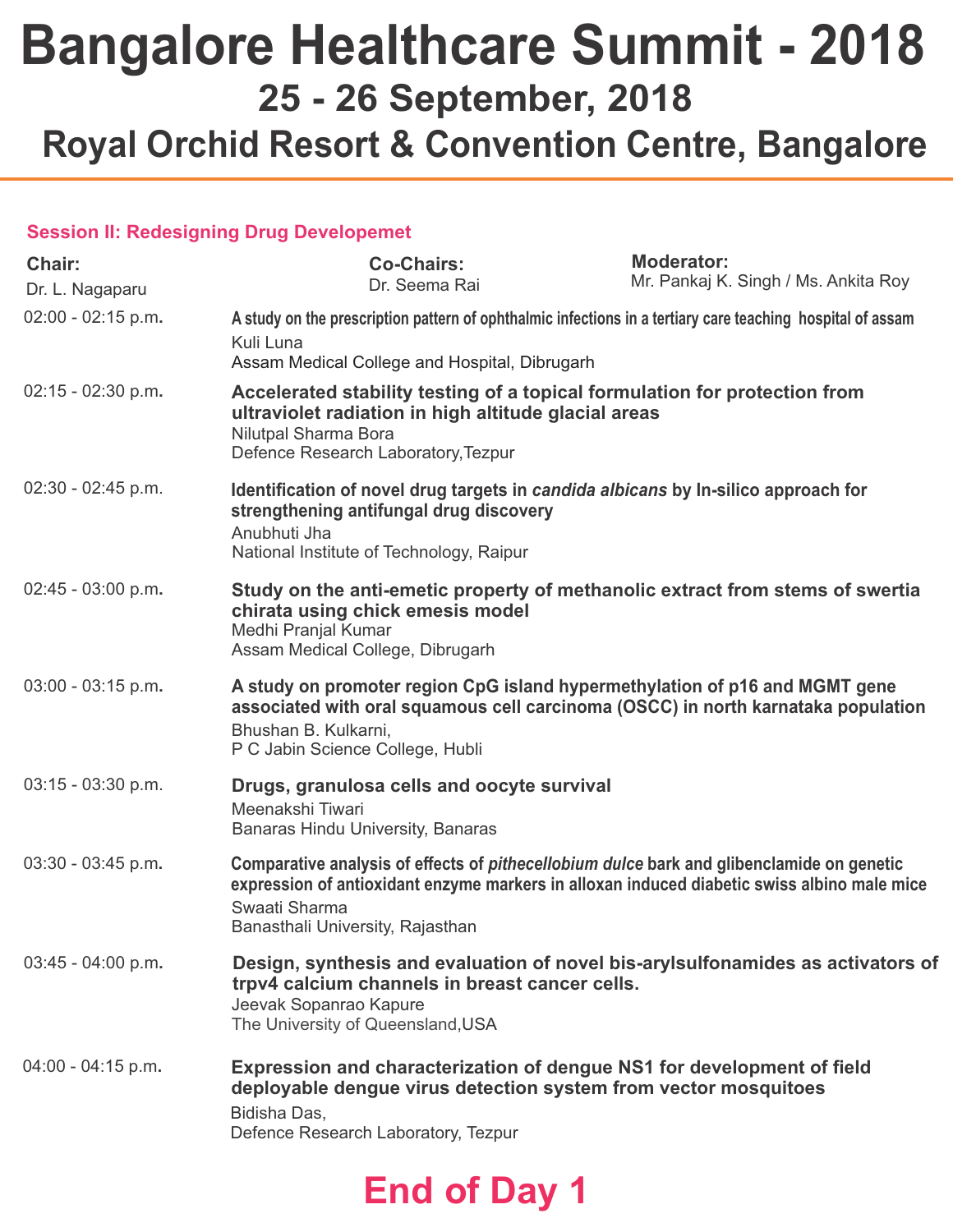# Bangalore Healthcare Summit - 2018

## 25 - 26 September, 2018

## Royal Orchid Resort & Convention Centre, Bangalore

### Session II: Redesigning Drug Developemet

**Chair:**
Dr. L. Nagaparu

**Co-Chairs:**
Dr. Seema Rai

**Moderator:**
Mr. Pankaj K. Singh / Ms. Ankita Roy

02:00 - 02:15 p.m.

**A study on the prescription pattern of ophthalmic infections in a tertiary care teaching hospital of assam**
Kuli Luna
Assam Medical College and Hospital, Dibrugarh

02:15 - 02:30 p.m.

**Accelerated stability testing of a topical formulation for protection from ultraviolet radiation in high altitude glacial areas**
Nilutpal Sharma Bora
Defence Research Laboratory,Tezpur

02:30 - 02:45 p.m.

**Identification of novel drug targets in *candida albicans* by In-silico approach for strengthening antifungal drug discovery**
Anubhuti Jha
National Institute of Technology, Raipur

02:45 - 03:00 p.m.

**Study on the anti-emetic property of methanolic extract from stems of swertia chirata using chick emesis model**
Medhi Pranjal Kumar
Assam Medical College, Dibrugarh

03:00 - 03:15 p.m.

**A study on promoter region CpG island hypermethylation of p16 and MGMT gene associated with oral squamous cell carcinoma (OSCC) in north karnataka population**
Bhushan B. Kulkarni,
P C Jabin Science College, Hubli

03:15 - 03:30 p.m.

**Drugs, granulosa cells and oocyte survival**
Meenakshi Tiwari
Banaras Hindu University, Banaras

03:30 - 03:45 p.m.

**Comparative analysis of effects of *pithecellobium dulce* bark and glibenclamide on genetic expression of antioxidant enzyme markers in alloxan induced diabetic swiss albino male mice**
Swaati Sharma
Banasthali University, Rajasthan

03:45 - 04:00 p.m.

**Design, synthesis and evaluation of novel bis-arylsulfonamides as activators of trpv4 calcium channels in breast cancer cells.**
Jeevak Sopanrao Kapure
The University of Queensland,USA

04:00 - 04:15 p.m.

**Expression and characterization of dengue NS1 for development of field deployable dengue virus detection system from vector mosquitoes**
Bidisha Das,
Defence Research Laboratory, Tezpur

## End of Day 1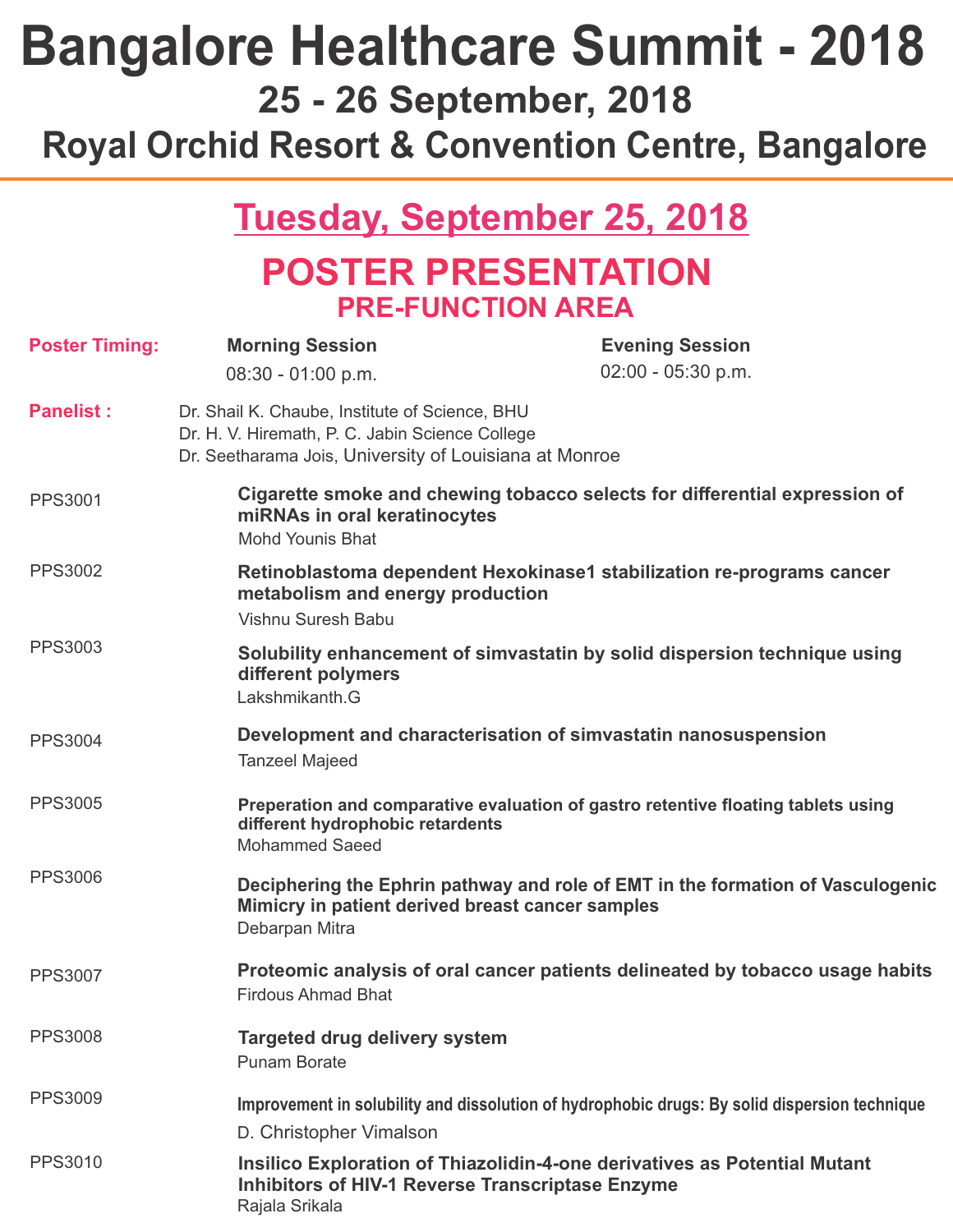# Bangalore Healthcare Summit - 2018

## 25 - 26 September, 2018

## Royal Orchid Resort & Convention Centre, Bangalore

## Tuesday, September 25, 2018

## POSTER PRESENTATION

### PRE-FUNCTION AREA

**Poster Timing:**

**Morning Session** 08:30 - 01:00 p.m.

**Evening Session** 02:00 - 05:30 p.m.

**Panelist :**

Dr. Shail K. Chaube, Institute of Science, BHU
Dr. H. V. Hiremath, P. C. Jabin Science College
Dr. Seetharama Jois, University of Louisiana at Monroe

PPS3001 **Cigarette smoke and chewing tobacco selects for differential expression of miRNAs in oral keratinocytes**
Mohd Younis Bhat

PPS3002 **Retinoblastoma dependent Hexokinase1 stabilization re-programs cancer metabolism and energy production**
Vishnu Suresh Babu

PPS3003 **Solubility enhancement of simvastatin by solid dispersion technique using different polymers**
Lakshmikanth.G

PPS3004 **Development and characterisation of simvastatin nanosuspension**
Tanzeel Majeed

PPS3005 **Preperation and comparative evaluation of gastro retentive floating tablets using different hydrophobic retardents**
Mohammed Saeed

PPS3006 **Deciphering the Ephrin pathway and role of EMT in the formation of Vasculogenic Mimicry in patient derived breast cancer samples**
Debarpan Mitra

PPS3007 **Proteomic analysis of oral cancer patients delineated by tobacco usage habits**
Firdous Ahmad Bhat

PPS3008 **Targeted drug delivery system**
Punam Borate

PPS3009 **Improvement in solubility and dissolution of hydrophobic drugs: By solid dispersion technique**
D. Christopher Vimalson

PPS3010 **Insilico Exploration of Thiazolidin-4-one derivatives as Potential Mutant Inhibitors of HIV-1 Reverse Transcriptase Enzyme**
Rajala Srikala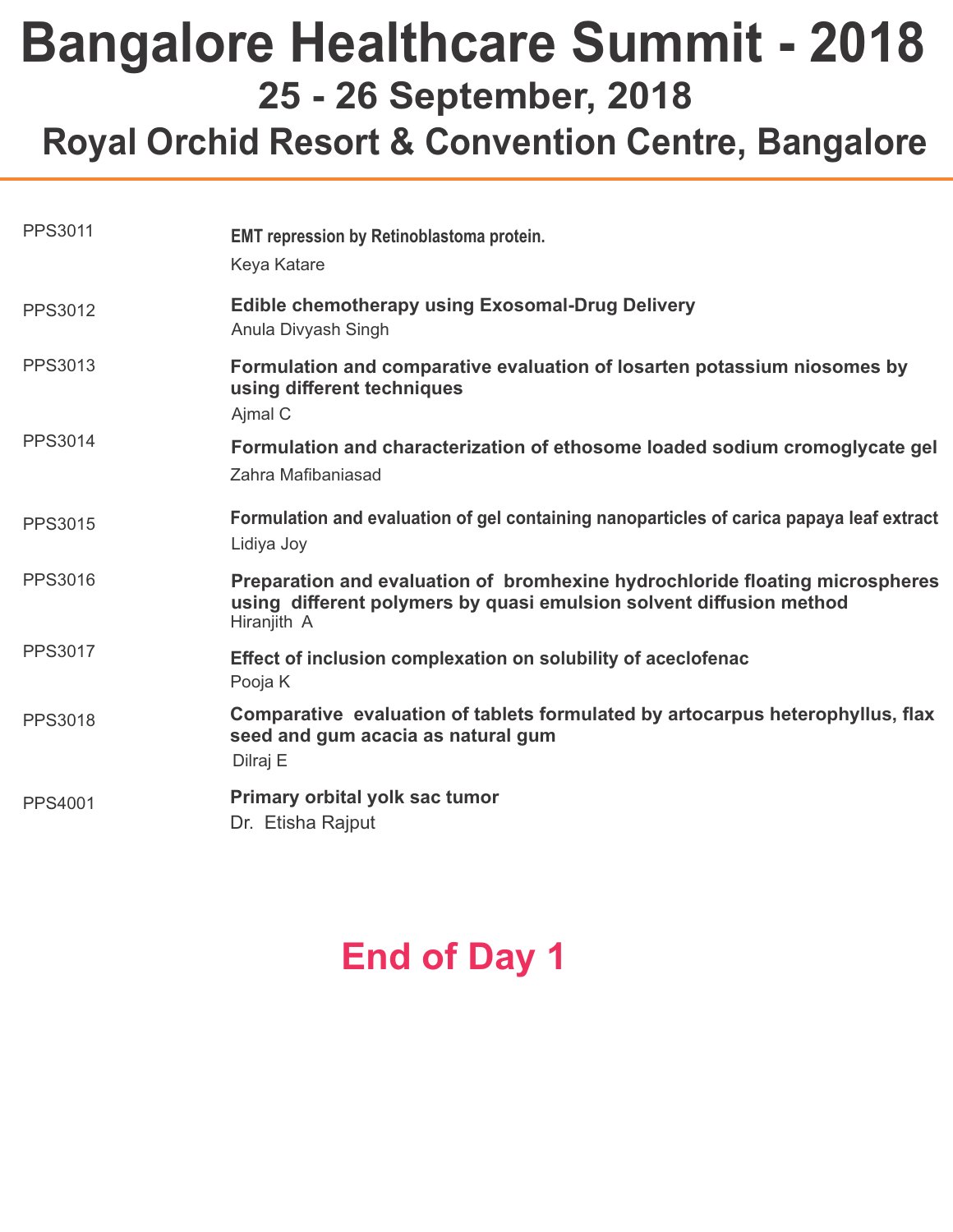# Bangalore Healthcare Summit - 2018

## 25 - 26 September, 2018

## Royal Orchid Resort & Convention Centre, Bangalore

| | |
|---|---|
| PPS3011 | **EMT repression by Retinoblastoma protein.**<br>Keya Katare |
| PPS3012 | **Edible chemotherapy using Exosomal-Drug Delivery**<br>Anula Divyash Singh |
| PPS3013 | **Formulation and comparative evaluation of losarten potassium niosomes by using different techniques**<br>Ajmal C |
| PPS3014 | **Formulation and characterization of ethosome loaded sodium cromoglycate gel**<br>Zahra Mafibaniasad |
| PPS3015 | **Formulation and evaluation of gel containing nanoparticles of carica papaya leaf extract**<br>Lidiya Joy |
| PPS3016 | **Preparation and evaluation of bromhexine hydrochloride floating microspheres using different polymers by quasi emulsion solvent diffusion method**<br>Hiranjith A |
| PPS3017 | **Effect of inclusion complexation on solubility of aceclofenac**<br>Pooja K |
| PPS3018 | **Comparative evaluation of tablets formulated by artocarpus heterophyllus, flax seed and gum acacia as natural gum**<br>Dilraj E |
| PPS4001 | **Primary orbital yolk sac tumor**<br>Dr. Etisha Rajput |

## End of Day 1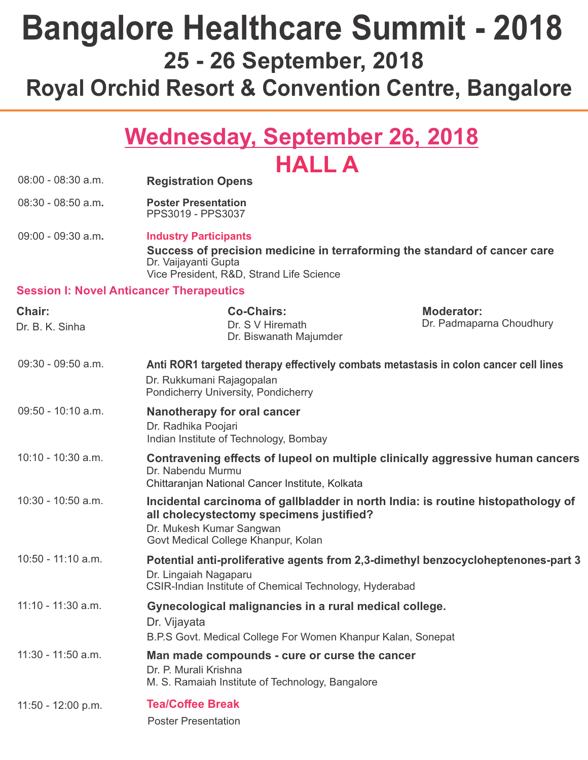# Bangalore Healthcare Summit - 2018

## 25 - 26 September, 2018

## Royal Orchid Resort & Convention Centre, Bangalore

## Wednesday, September 26, 2018

## HALL A

08:00 - 08:30 a.m. **Registration Opens**

08:30 - 08:50 a.m. **Poster Presentation**
PPS3019 - PPS3037

09:00 - 09:30 a.m. **Industry Participants**
**Success of precision medicine in terraforming the standard of cancer care**
Dr. Vaijayanti Gupta
Vice President, R&D, Strand Life Science

### Session I: Novel Anticancer Therapeutics

**Chair:**
Dr. B. K. Sinha

**Co-Chairs:**
Dr. S V Hiremath
Dr. Biswanath Majumder

**Moderator:**
Dr. Padmaparna Choudhury

09:30 - 09:50 a.m. **Anti ROR1 targeted therapy effectively combats metastasis in colon cancer cell lines**
Dr. Rukkumani Rajagopalan
Pondicherry University, Pondicherry

09:50 - 10:10 a.m. **Nanotherapy for oral cancer**
Dr. Radhika Poojari
Indian Institute of Technology, Bombay

10:10 - 10:30 a.m. **Contravening effects of lupeol on multiple clinically aggressive human cancers**
Dr. Nabendu Murmu
Chittaranjan National Cancer Institute, Kolkata

10:30 - 10:50 a.m. **Incidental carcinoma of gallbladder in north India: is routine histopathology of all cholecystectomy specimens justified?**
Dr. Mukesh Kumar Sangwan
Govt Medical College Khanpur, Kolan

10:50 - 11:10 a.m. **Potential anti-proliferative agents from 2,3-dimethyl benzocycloheptenones-part 3**
Dr. Lingaiah Nagaparu
CSIR-Indian Institute of Chemical Technology, Hyderabad

11:10 - 11:30 a.m. **Gynecological malignancies in a rural medical college.**
Dr. Vijayata
B.P.S Govt. Medical College For Women Khanpur Kalan, Sonepat

11:30 - 11:50 a.m. **Man made compounds - cure or curse the cancer**
Dr. P. Murali Krishna
M. S. Ramaiah Institute of Technology, Bangalore

11:50 - 12:00 p.m. **Tea/Coffee Break**
Poster Presentation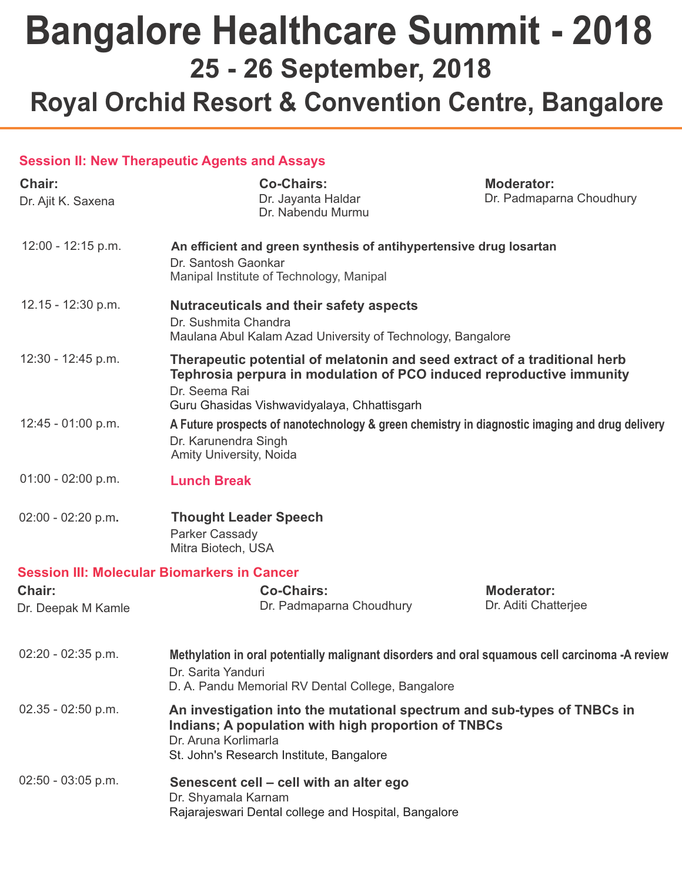# Bangalore Healthcare Summit - 2018

## 25 - 26 September, 2018

## Royal Orchid Resort & Convention Centre, Bangalore

### Session II: New Therapeutic Agents and Assays

**Chair:**
Dr. Ajit K. Saxena

**Co-Chairs:**
Dr. Jayanta Haldar
Dr. Nabendu Murmu

**Moderator:**
Dr. Padmaparna Choudhury

12:00 - 12:15 p.m.
**An efficient and green synthesis of antihypertensive drug losartan**
Dr. Santosh Gaonkar
Manipal Institute of Technology, Manipal

12.15 - 12:30 p.m.
**Nutraceuticals and their safety aspects**
Dr. Sushmita Chandra
Maulana Abul Kalam Azad University of Technology, Bangalore

12:30 - 12:45 p.m.
**Therapeutic potential of melatonin and seed extract of a traditional herb Tephrosia perpura in modulation of PCO induced reproductive immunity**
Dr. Seema Rai
Guru Ghasidas Vishwavidyalaya, Chhattisgarh

12:45 - 01:00 p.m.
**A Future prospects of nanotechnology & green chemistry in diagnostic imaging and drug delivery**
Dr. Karunendra Singh
Amity University, Noida

01:00 - 02:00 p.m.
**Lunch Break**

02:00 - 02:20 p.m.
**Thought Leader Speech**
Parker Cassady
Mitra Biotech, USA

### Session III: Molecular Biomarkers in Cancer

**Chair:**
Dr. Deepak M Kamle

**Co-Chairs:**
Dr. Padmaparna Choudhury

**Moderator:**
Dr. Aditi Chatterjee

02:20 - 02:35 p.m.
**Methylation in oral potentially malignant disorders and oral squamous cell carcinoma -A review**
Dr. Sarita Yanduri
D. A. Pandu Memorial RV Dental College, Bangalore

02.35 - 02:50 p.m.
**An investigation into the mutational spectrum and sub-types of TNBCs in Indians; A population with high proportion of TNBCs**
Dr. Aruna Korlimarla
St. John's Research Institute, Bangalore

02:50 - 03:05 p.m.
**Senescent cell – cell with an alter ego**
Dr. Shyamala Karnam
Rajarajeswari Dental college and Hospital, Bangalore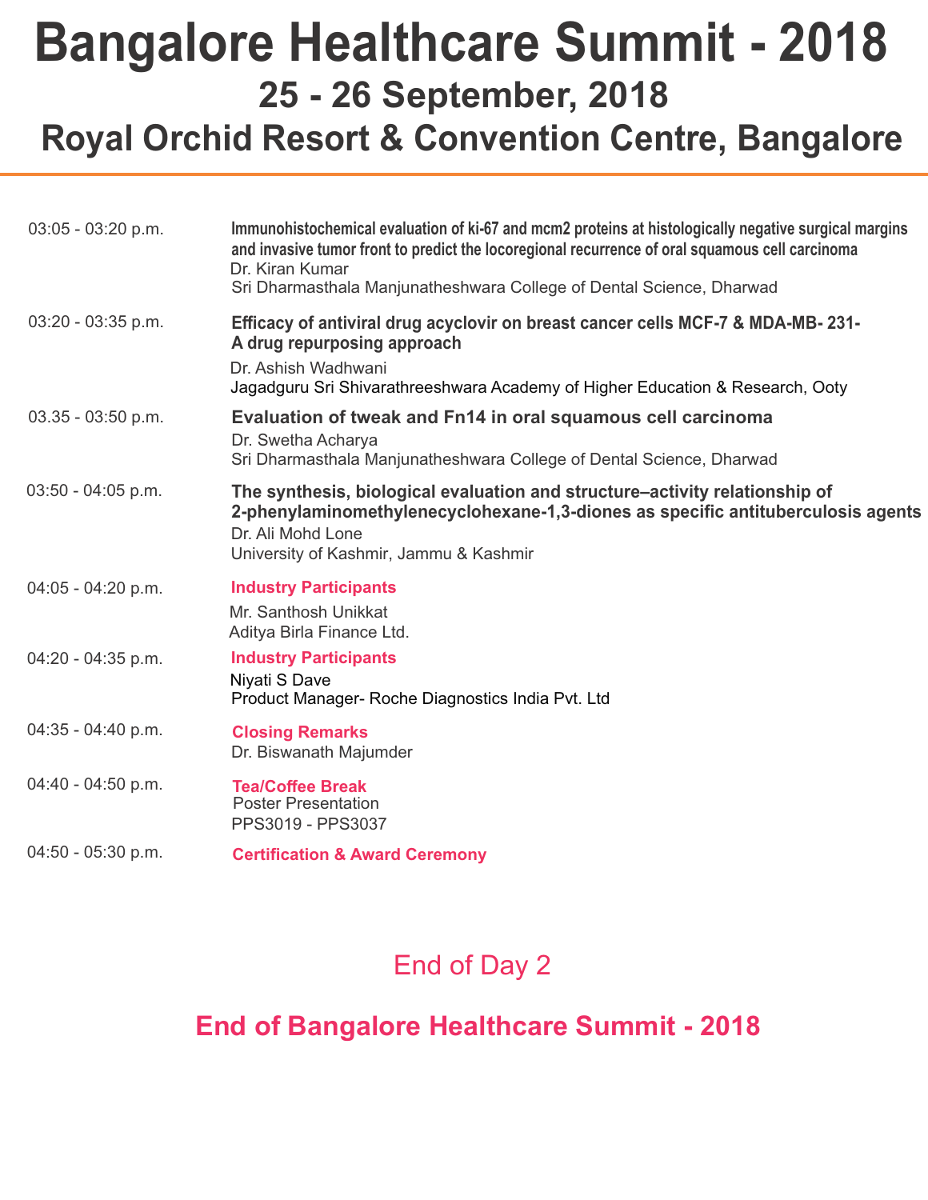# Bangalore Healthcare Summit - 2018

## 25 - 26 September, 2018

## Royal Orchid Resort & Convention Centre, Bangalore

| | |
|---|---|
| 03:05 - 03:20 p.m. | **Immunohistochemical evaluation of ki-67 and mcm2 proteins at histologically negative surgical margins and invasive tumor front to predict the locoregional recurrence of oral squamous cell carcinoma**<br>Dr. Kiran Kumar<br>Sri Dharmasthala Manjunatheshwara College of Dental Science, Dharwad |
| 03:20 - 03:35 p.m. | **Efficacy of antiviral drug acyclovir on breast cancer cells MCF-7 & MDA-MB- 231- A drug repurposing approach**<br>Dr. Ashish Wadhwani<br>Jagadguru Sri Shivarathreeshwara Academy of Higher Education & Research, Ooty |
| 03.35 - 03:50 p.m. | **Evaluation of tweak and Fn14 in oral squamous cell carcinoma**<br>Dr. Swetha Acharya<br>Sri Dharmasthala Manjunatheshwara College of Dental Science, Dharwad |
| 03:50 - 04:05 p.m. | **The synthesis, biological evaluation and structure–activity relationship of 2-phenylaminomethylenecyclohexane-1,3-diones as specific antituberculosis agents**<br>Dr. Ali Mohd Lone<br>University of Kashmir, Jammu & Kashmir |
| 04:05 - 04:20 p.m. | **Industry Participants**<br>Mr. Santhosh Unikkat<br>Aditya Birla Finance Ltd. |
| 04:20 - 04:35 p.m. | **Industry Participants**<br>Niyati S Dave<br>Product Manager- Roche Diagnostics India Pvt. Ltd |
| 04:35 - 04:40 p.m. | **Closing Remarks**<br>Dr. Biswanath Majumder |
| 04:40 - 04:50 p.m. | **Tea/Coffee Break**<br>Poster Presentation<br>PPS3019 - PPS3037 |
| 04:50 - 05:30 p.m. | **Certification & Award Ceremony** |

End of Day 2

**End of Bangalore Healthcare Summit - 2018**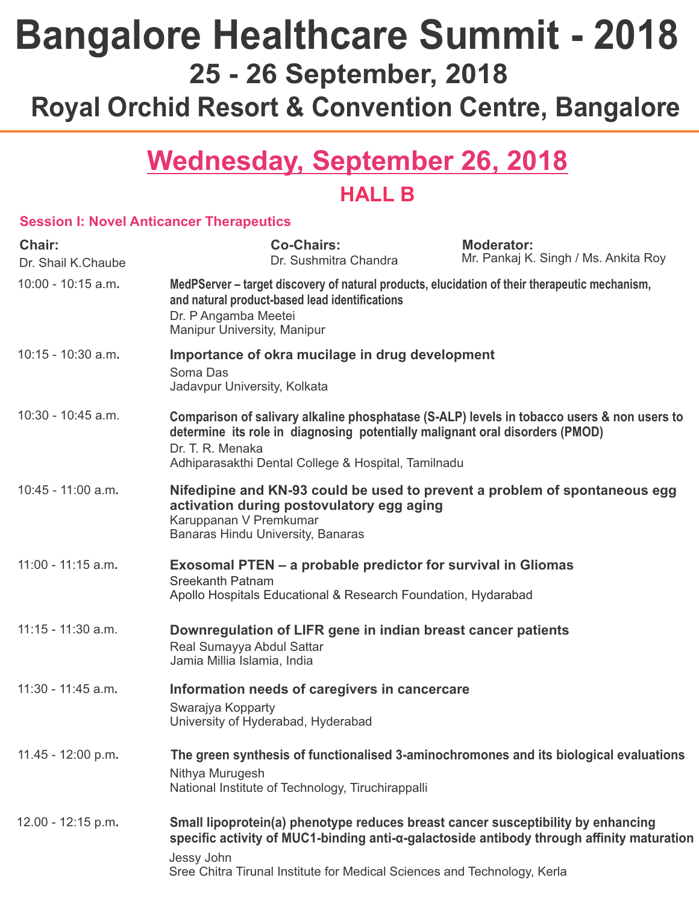# Bangalore Healthcare Summit - 2018

## 25 - 26 September, 2018

## Royal Orchid Resort & Convention Centre, Bangalore

## Wednesday, September 26, 2018

### HALL B

**Session I: Novel Anticancer Therapeutics**

**Chair:** Dr. Shail K.Chaube

**Co-Chairs:** Dr. Sushmitra Chandra

**Moderator:** Mr. Pankaj K. Singh / Ms. Ankita Roy

10:00 - 10:15 a.m.
**MedPServer – target discovery of natural products, elucidation of their therapeutic mechanism, and natural product-based lead identifications**
Dr. P Angamba Meetei
Manipur University, Manipur

10:15 - 10:30 a.m.
**Importance of okra mucilage in drug development**
Soma Das
Jadavpur University, Kolkata

10:30 - 10:45 a.m.
**Comparison of salivary alkaline phosphatase (S-ALP) levels in tobacco users & non users to determine its role in diagnosing potentially malignant oral disorders (PMOD)**
Dr. T. R. Menaka
Adhiparasakthi Dental College & Hospital, Tamilnadu

10:45 - 11:00 a.m.
**Nifedipine and KN-93 could be used to prevent a problem of spontaneous egg activation during postovulatory egg aging**
Karuppanan V Premkumar
Banaras Hindu University, Banaras

11:00 - 11:15 a.m.
**Exosomal PTEN – a probable predictor for survival in Gliomas**
Sreekanth Patnam
Apollo Hospitals Educational & Research Foundation, Hydarabad

11:15 - 11:30 a.m.
**Downregulation of LIFR gene in indian breast cancer patients**
Real Sumayya Abdul Sattar
Jamia Millia Islamia, India

11:30 - 11:45 a.m.
**Information needs of caregivers in cancercare**
Swarajya Kopparty
University of Hyderabad, Hyderabad

11.45 - 12:00 p.m.
**The green synthesis of functionalised 3-aminochromones and its biological evaluations**
Nithya Murugesh
National Institute of Technology, Tiruchirappalli

12.00 - 12:15 p.m.
**Small lipoprotein(a) phenotype reduces breast cancer susceptibility by enhancing specific activity of MUC1-binding anti-α-galactoside antibody through affinity maturation**
Jessy John
Sree Chitra Tirunal Institute for Medical Sciences and Technology, Kerla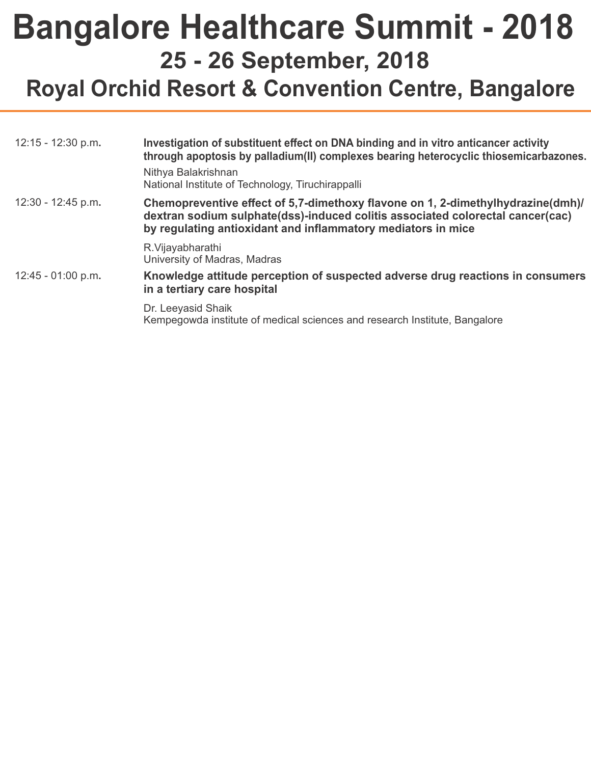# Bangalore Healthcare Summit - 2018

## 25 - 26 September, 2018

## Royal Orchid Resort & Convention Centre, Bangalore

| | |
|---|---|
| 12:15 - 12:30 p.m. | **Investigation of substituent effect on DNA binding and in vitro anticancer activity through apoptosis by palladium(II) complexes bearing heterocyclic thiosemicarbazones.**<br>Nithya Balakrishnan<br>National Institute of Technology, Tiruchirappalli |
| 12:30 - 12:45 p.m. | **Chemopreventive effect of 5,7-dimethoxy flavone on 1, 2-dimethylhydrazine(dmh)/ dextran sodium sulphate(dss)-induced colitis associated colorectal cancer(cac) by regulating antioxidant and inflammatory mediators in mice**<br>R.Vijayabharathi<br>University of Madras, Madras |
| 12:45 - 01:00 p.m. | **Knowledge attitude perception of suspected adverse drug reactions in consumers in a tertiary care hospital**<br>Dr. Leeyasid Shaik<br>Kempegowda institute of medical sciences and research Institute, Bangalore |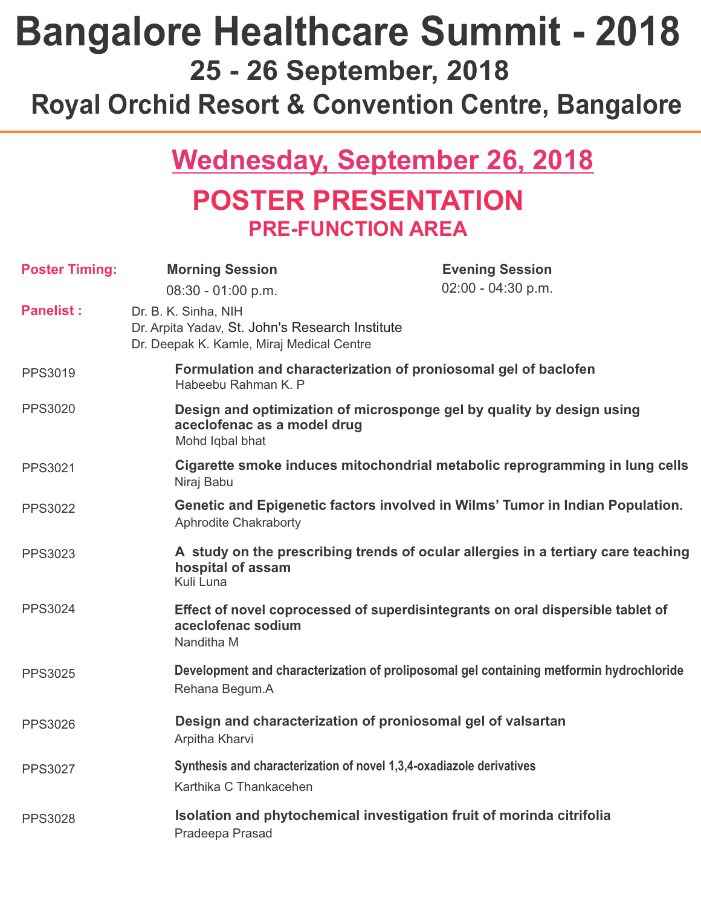# Bangalore Healthcare Summit - 2018

## 25 - 26 September, 2018

## Royal Orchid Resort & Convention Centre, Bangalore

## Wednesday, September 26, 2018

## POSTER PRESENTATION

### PRE-FUNCTION AREA

**Poster Timing:**

**Morning Session** 08:30 - 01:00 p.m.

**Evening Session** 02:00 - 04:30 p.m.

**Panelist :**

Dr. B. K. Sinha, NIH
Dr. Arpita Yadav, St. John's Research Institute
Dr. Deepak K. Kamle, Miraj Medical Centre

PPS3019 **Formulation and characterization of proniosomal gel of baclofen**
Habeebu Rahman K. P

PPS3020 **Design and optimization of microsponge gel by quality by design using aceclofenac as a model drug**
Mohd Iqbal bhat

PPS3021 **Cigarette smoke induces mitochondrial metabolic reprogramming in lung cells**
Niraj Babu

PPS3022 **Genetic and Epigenetic factors involved in Wilms' Tumor in Indian Population.**
Aphrodite Chakraborty

PPS3023 **A study on the prescribing trends of ocular allergies in a tertiary care teaching hospital of assam**
Kuli Luna

PPS3024 **Effect of novel coprocessed of superdisintegrants on oral dispersible tablet of aceclofenac sodium**
Nanditha M

PPS3025 **Development and characterization of proliposomal gel containing metformin hydrochloride**
Rehana Begum.A

PPS3026 **Design and characterization of proniosomal gel of valsartan**
Arpitha Kharvi

PPS3027 **Synthesis and characterization of novel 1,3,4-oxadiazole derivatives**
Karthika C Thankacehen

PPS3028 **Isolation and phytochemical investigation fruit of morinda citrifolia**
Pradeepa Prasad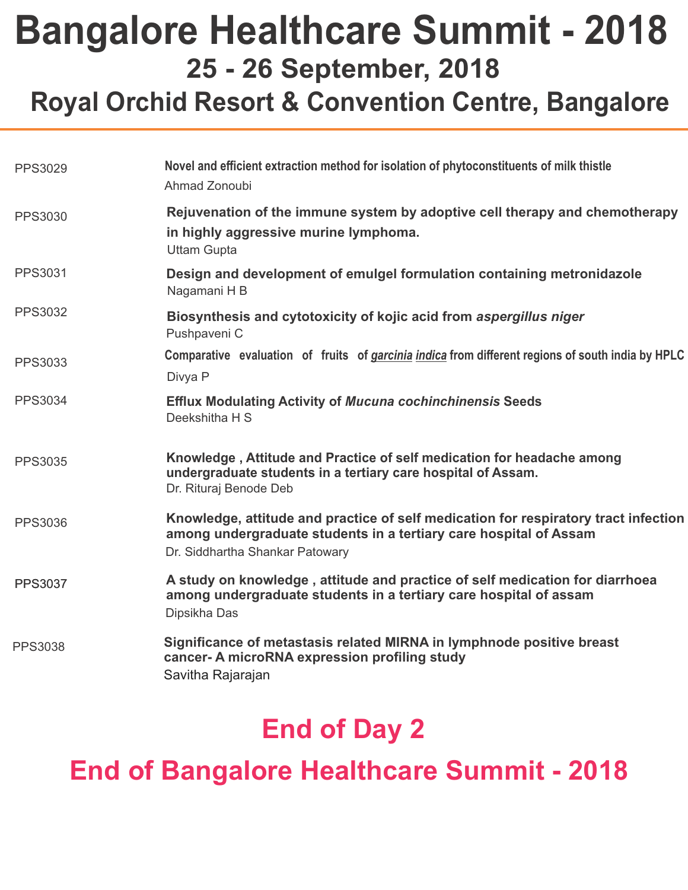# Bangalore Healthcare Summit - 2018

## 25 - 26 September, 2018

## Royal Orchid Resort & Convention Centre, Bangalore

| | |
|---|---|
| PPS3029 | **Novel and efficient extraction method for isolation of phytoconstituents of milk thistle**<br>Ahmad Zonoubi |
| PPS3030 | **Rejuvenation of the immune system by adoptive cell therapy and chemotherapy in highly aggressive murine lymphoma.**<br>Uttam Gupta |
| PPS3031 | **Design and development of emulgel formulation containing metronidazole**<br>Nagamani H B |
| PPS3032 | **Biosynthesis and cytotoxicity of kojic acid from *aspergillus niger***<br>Pushpaveni C |
| PPS3033 | **Comparative evaluation of fruits of *garcinia indica* from different regions of south india by HPLC**<br>Divya P |
| PPS3034 | **Efflux Modulating Activity of *Mucuna cochinchinensis* Seeds**<br>Deekshitha H S |
| PPS3035 | **Knowledge , Attitude and Practice of self medication for headache among undergraduate students in a tertiary care hospital of Assam.**<br>Dr. Rituraj Benode Deb |
| PPS3036 | **Knowledge, attitude and practice of self medication for respiratory tract infection among undergraduate students in a tertiary care hospital of Assam**<br>Dr. Siddhartha Shankar Patowary |
| PPS3037 | **A study on knowledge , attitude and practice of self medication for diarrhoea among undergraduate students in a tertiary care hospital of assam**<br>Dipsikha Das |
| PPS3038 | **Significance of metastasis related MIRNA in lymphnode positive breast cancer- A microRNA expression profiling study**<br>Savitha Rajarajan |

## End of Day 2

## End of Bangalore Healthcare Summit - 2018